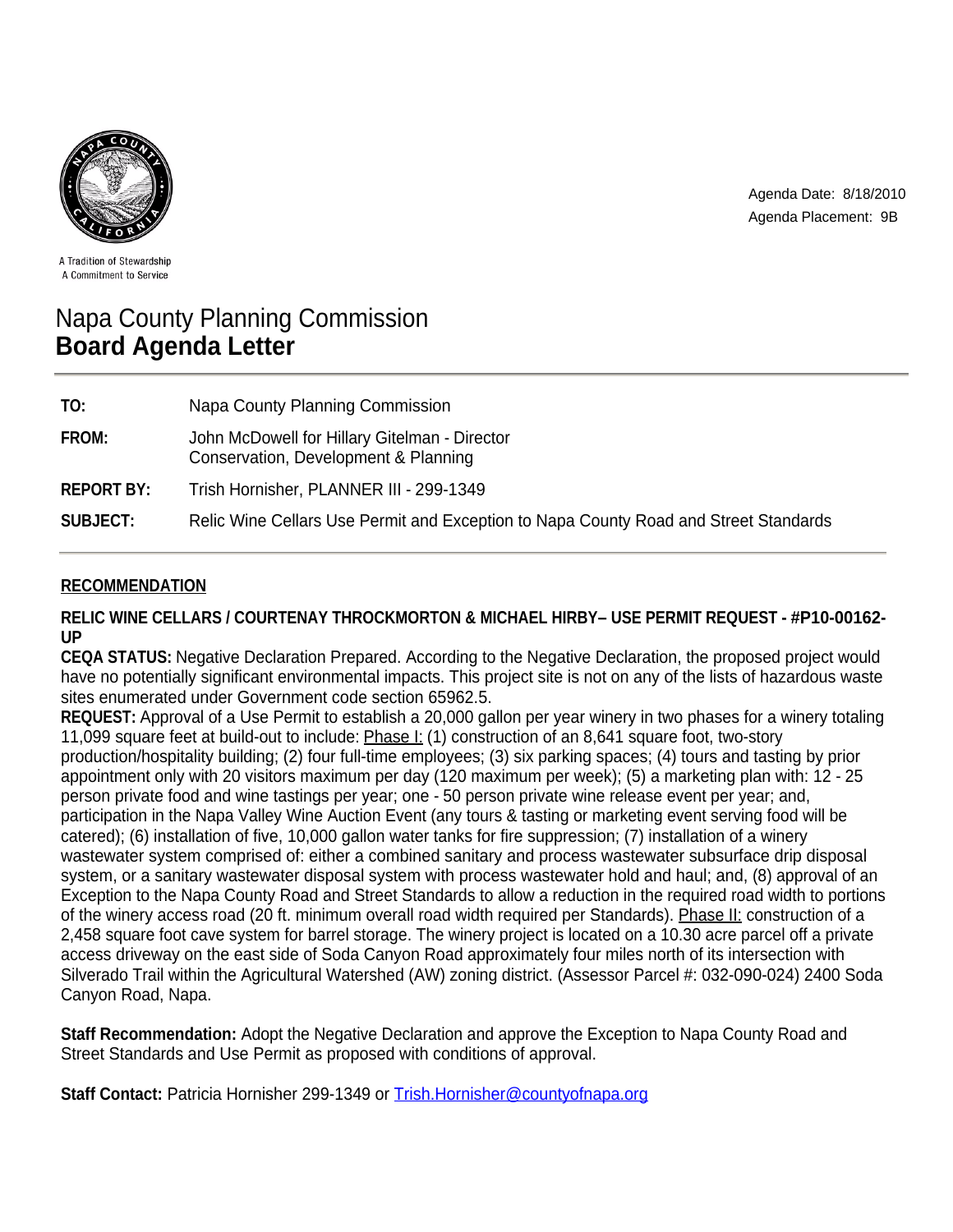A Tradition of Stewardship
A Commitment to Service

Agenda Date: 8/18/2010
Agenda Placement: 9B

# Napa County Planning Commission
## Board Agenda Letter

| | |
|---|---|
| **TO:** | Napa County Planning Commission |
| **FROM:** | John McDowell for Hillary Gitelman - Director<br>Conservation, Development & Planning |
| **REPORT BY:** | Trish Hornisher, PLANNER III - 299-1349 |
| **SUBJECT:** | Relic Wine Cellars Use Permit and Exception to Napa County Road and Street Standards |

### RECOMMENDATION

**RELIC WINE CELLARS / COURTENAY THROCKMORTON & MICHAEL HIRBY– USE PERMIT REQUEST - #P10-00162-UP**

**CEQA STATUS:** Negative Declaration Prepared. According to the Negative Declaration, the proposed project would have no potentially significant environmental impacts. This project site is not on any of the lists of hazardous waste sites enumerated under Government code section 65962.5.

**REQUEST:** Approval of a Use Permit to establish a 20,000 gallon per year winery in two phases for a winery totaling 11,099 square feet at build-out to include: Phase I: (1) construction of an 8,641 square foot, two-story production/hospitality building; (2) four full-time employees; (3) six parking spaces; (4) tours and tasting by prior appointment only with 20 visitors maximum per day (120 maximum per week); (5) a marketing plan with: 12 - 25 person private food and wine tastings per year; one - 50 person private wine release event per year; and, participation in the Napa Valley Wine Auction Event (any tours & tasting or marketing event serving food will be catered); (6) installation of five, 10,000 gallon water tanks for fire suppression; (7) installation of a winery wastewater system comprised of: either a combined sanitary and process wastewater subsurface drip disposal system, or a sanitary wastewater disposal system with process wastewater hold and haul; and, (8) approval of an Exception to the Napa County Road and Street Standards to allow a reduction in the required road width to portions of the winery access road (20 ft. minimum overall road width required per Standards). Phase II: construction of a 2,458 square foot cave system for barrel storage. The winery project is located on a 10.30 acre parcel off a private access driveway on the east side of Soda Canyon Road approximately four miles north of its intersection with Silverado Trail within the Agricultural Watershed (AW) zoning district. (Assessor Parcel #: 032-090-024) 2400 Soda Canyon Road, Napa.

**Staff Recommendation:** Adopt the Negative Declaration and approve the Exception to Napa County Road and Street Standards and Use Permit as proposed with conditions of approval.

**Staff Contact:** Patricia Hornisher 299-1349 or Trish.Hornisher@countyofnapa.org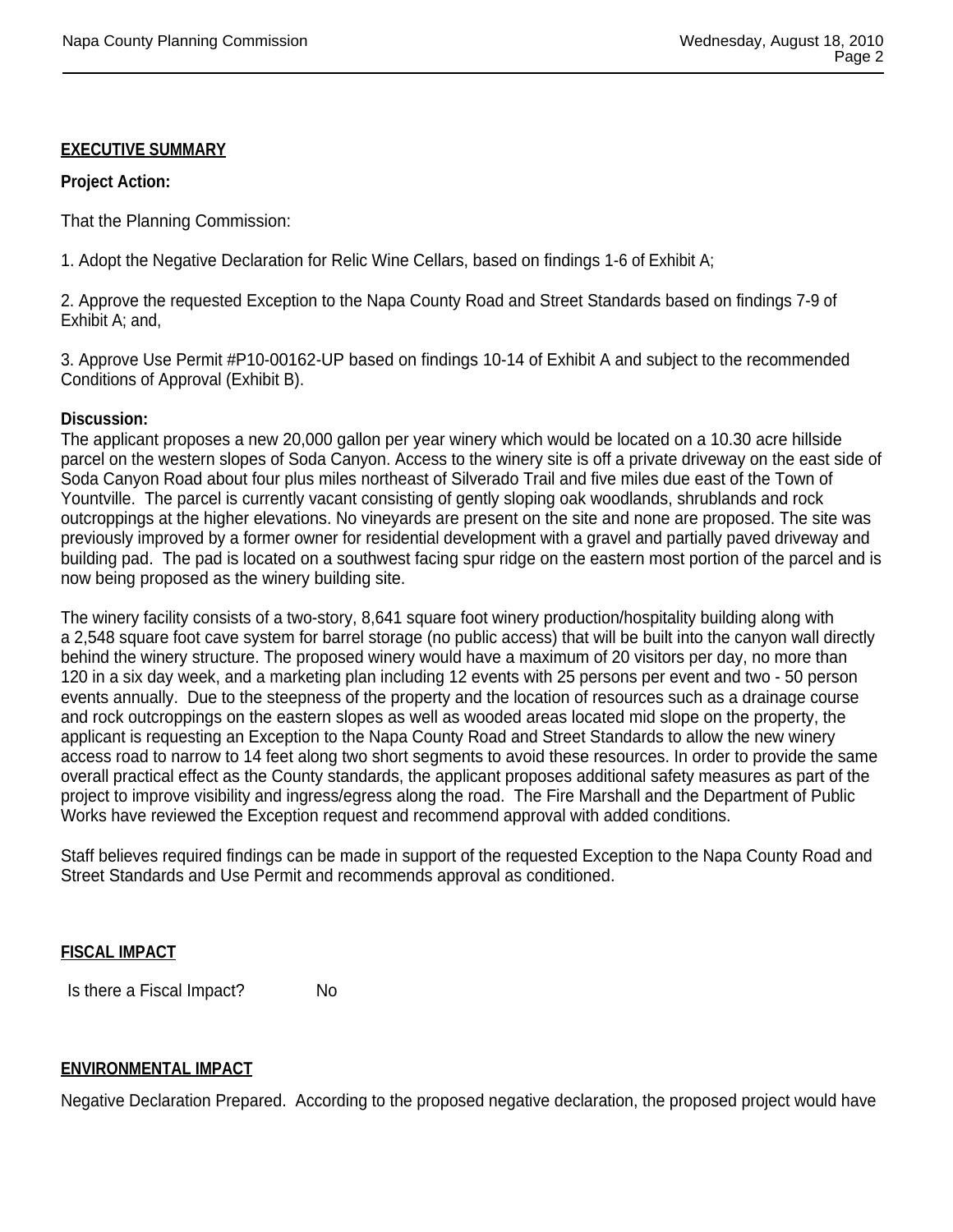## EXECUTIVE SUMMARY

**Project Action:**

That the Planning Commission:

1. Adopt the Negative Declaration for Relic Wine Cellars, based on findings 1-6 of Exhibit A;

2. Approve the requested Exception to the Napa County Road and Street Standards based on findings 7-9 of Exhibit A; and,

3. Approve Use Permit #P10-00162-UP based on findings 10-14 of Exhibit A and subject to the recommended Conditions of Approval (Exhibit B).

**Discussion:**

The applicant proposes a new 20,000 gallon per year winery which would be located on a 10.30 acre hillside parcel on the western slopes of Soda Canyon. Access to the winery site is off a private driveway on the east side of Soda Canyon Road about four plus miles northeast of Silverado Trail and five miles due east of the Town of Yountville. The parcel is currently vacant consisting of gently sloping oak woodlands, shrublands and rock outcroppings at the higher elevations. No vineyards are present on the site and none are proposed. The site was previously improved by a former owner for residential development with a gravel and partially paved driveway and building pad. The pad is located on a southwest facing spur ridge on the eastern most portion of the parcel and is now being proposed as the winery building site.

The winery facility consists of a two-story, 8,641 square foot winery production/hospitality building along with a 2,548 square foot cave system for barrel storage (no public access) that will be built into the canyon wall directly behind the winery structure. The proposed winery would have a maximum of 20 visitors per day, no more than 120 in a six day week, and a marketing plan including 12 events with 25 persons per event and two - 50 person events annually. Due to the steepness of the property and the location of resources such as a drainage course and rock outcroppings on the eastern slopes as well as wooded areas located mid slope on the property, the applicant is requesting an Exception to the Napa County Road and Street Standards to allow the new winery access road to narrow to 14 feet along two short segments to avoid these resources. In order to provide the same overall practical effect as the County standards, the applicant proposes additional safety measures as part of the project to improve visibility and ingress/egress along the road. The Fire Marshall and the Department of Public Works have reviewed the Exception request and recommend approval with added conditions.

Staff believes required findings can be made in support of the requested Exception to the Napa County Road and Street Standards and Use Permit and recommends approval as conditioned.

## FISCAL IMPACT

Is there a Fiscal Impact? No

## ENVIRONMENTAL IMPACT

Negative Declaration Prepared. According to the proposed negative declaration, the proposed project would have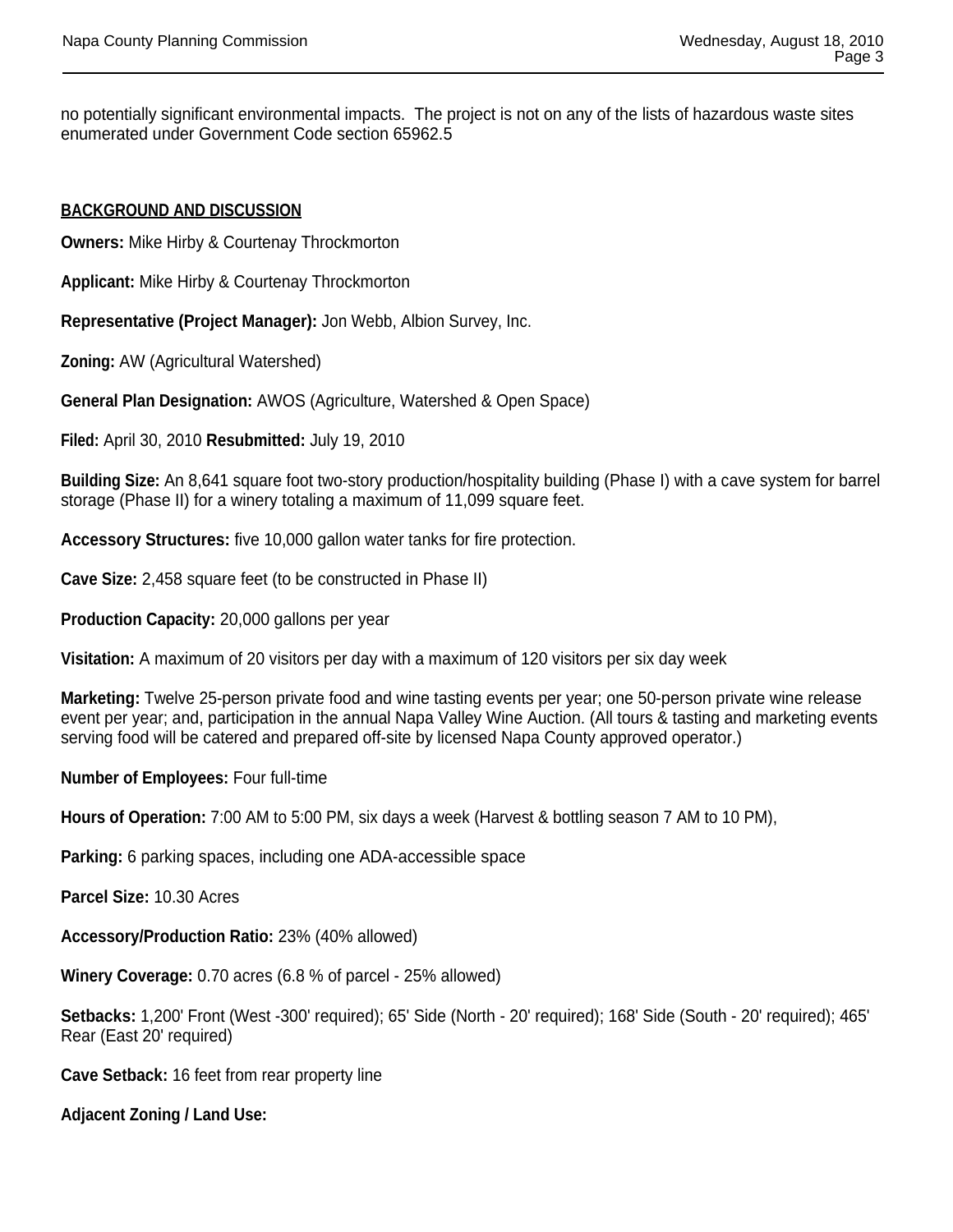no potentially significant environmental impacts. The project is not on any of the lists of hazardous waste sites enumerated under Government Code section 65962.5

## BACKGROUND AND DISCUSSION

**Owners:** Mike Hirby & Courtenay Throckmorton

**Applicant:** Mike Hirby & Courtenay Throckmorton

**Representative (Project Manager):** Jon Webb, Albion Survey, Inc.

**Zoning:** AW (Agricultural Watershed)

**General Plan Designation:** AWOS (Agriculture, Watershed & Open Space)

**Filed:** April 30, 2010 **Resubmitted:** July 19, 2010

**Building Size:** An 8,641 square foot two-story production/hospitality building (Phase I) with a cave system for barrel storage (Phase II) for a winery totaling a maximum of 11,099 square feet.

**Accessory Structures:** five 10,000 gallon water tanks for fire protection.

**Cave Size:** 2,458 square feet (to be constructed in Phase II)

**Production Capacity:** 20,000 gallons per year

**Visitation:** A maximum of 20 visitors per day with a maximum of 120 visitors per six day week

**Marketing:** Twelve 25-person private food and wine tasting events per year; one 50-person private wine release event per year; and, participation in the annual Napa Valley Wine Auction. (All tours & tasting and marketing events serving food will be catered and prepared off-site by licensed Napa County approved operator.)

**Number of Employees:** Four full-time

**Hours of Operation:** 7:00 AM to 5:00 PM, six days a week (Harvest & bottling season 7 AM to 10 PM),

**Parking:** 6 parking spaces, including one ADA-accessible space

**Parcel Size:** 10.30 Acres

**Accessory/Production Ratio:** 23% (40% allowed)

**Winery Coverage:** 0.70 acres (6.8 % of parcel - 25% allowed)

**Setbacks:** 1,200' Front (West -300' required); 65' Side (North - 20' required); 168' Side (South - 20' required); 465' Rear (East 20' required)

**Cave Setback:** 16 feet from rear property line

**Adjacent Zoning / Land Use:**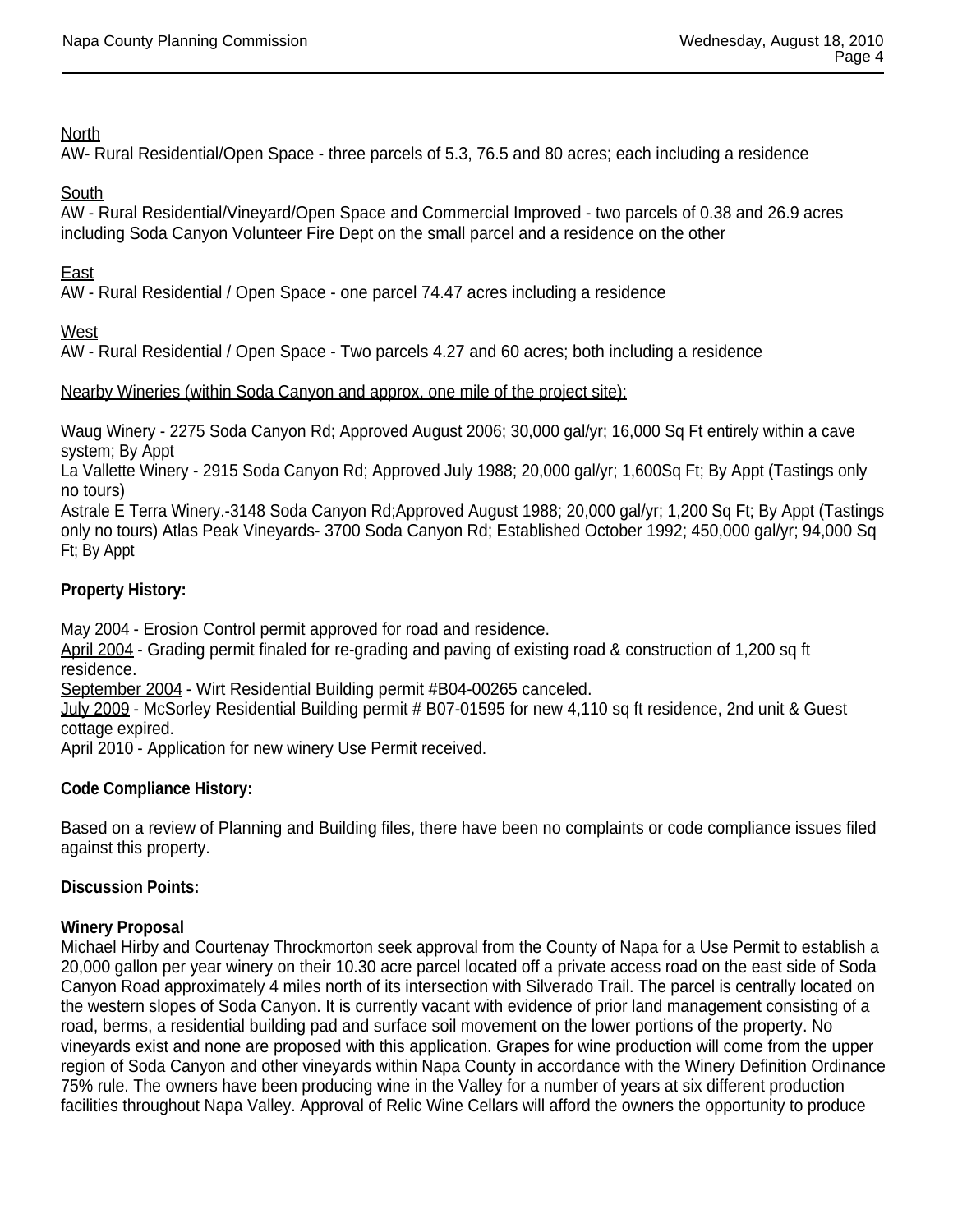North
AW- Rural Residential/Open Space - three parcels of 5.3, 76.5 and 80 acres; each including a residence

South
AW - Rural Residential/Vineyard/Open Space and Commercial Improved - two parcels of 0.38 and 26.9 acres including Soda Canyon Volunteer Fire Dept on the small parcel and a residence on the other

East
AW - Rural Residential / Open Space - one parcel 74.47 acres including a residence

West
AW - Rural Residential / Open Space - Two parcels 4.27 and 60 acres; both including a residence

Nearby Wineries (within Soda Canyon and approx. one mile of the project site):

Waug Winery - 2275 Soda Canyon Rd; Approved August 2006; 30,000 gal/yr; 16,000 Sq Ft entirely within a cave system; By Appt
La Vallette Winery - 2915 Soda Canyon Rd; Approved July 1988; 20,000 gal/yr; 1,600Sq Ft; By Appt (Tastings only no tours)
Astrale E Terra Winery.-3148 Soda Canyon Rd;Approved August 1988; 20,000 gal/yr; 1,200 Sq Ft; By Appt (Tastings only no tours) Atlas Peak Vineyards- 3700 Soda Canyon Rd; Established October 1992; 450,000 gal/yr; 94,000 Sq Ft; By Appt

**Property History:**

May 2004 - Erosion Control permit approved for road and residence.
April 2004 - Grading permit finaled for re-grading and paving of existing road & construction of 1,200 sq ft residence.
September 2004 - Wirt Residential Building permit #B04-00265 canceled.
July 2009 - McSorley Residential Building permit # B07-01595 for new 4,110 sq ft residence, 2nd unit & Guest cottage expired.
April 2010 - Application for new winery Use Permit received.

**Code Compliance History:**

Based on a review of Planning and Building files, there have been no complaints or code compliance issues filed against this property.

**Discussion Points:**

**Winery Proposal**
Michael Hirby and Courtenay Throckmorton seek approval from the County of Napa for a Use Permit to establish a 20,000 gallon per year winery on their 10.30 acre parcel located off a private access road on the east side of Soda Canyon Road approximately 4 miles north of its intersection with Silverado Trail. The parcel is centrally located on the western slopes of Soda Canyon. It is currently vacant with evidence of prior land management consisting of a road, berms, a residential building pad and surface soil movement on the lower portions of the property. No vineyards exist and none are proposed with this application. Grapes for wine production will come from the upper region of Soda Canyon and other vineyards within Napa County in accordance with the Winery Definition Ordinance 75% rule. The owners have been producing wine in the Valley for a number of years at six different production facilities throughout Napa Valley. Approval of Relic Wine Cellars will afford the owners the opportunity to produce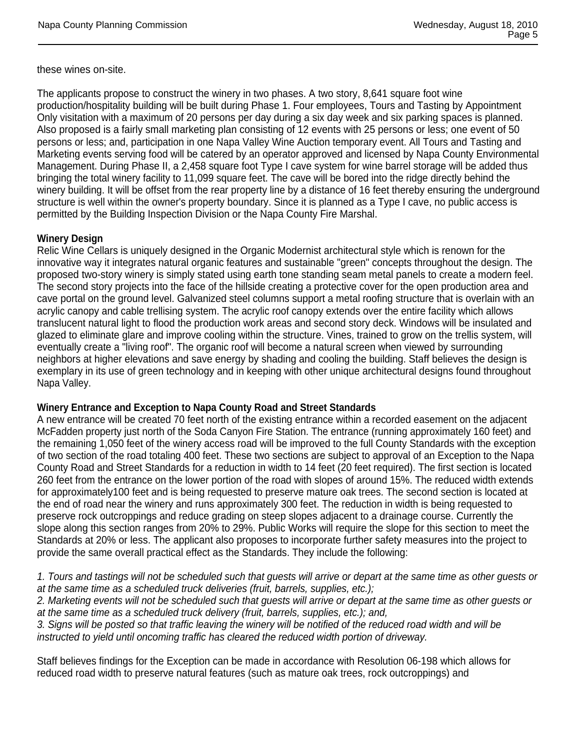these wines on-site.

The applicants propose to construct the winery in two phases. A two story, 8,641 square foot wine production/hospitality building will be built during Phase 1. Four employees, Tours and Tasting by Appointment Only visitation with a maximum of 20 persons per day during a six day week and six parking spaces is planned. Also proposed is a fairly small marketing plan consisting of 12 events with 25 persons or less; one event of 50 persons or less; and, participation in one Napa Valley Wine Auction temporary event. All Tours and Tasting and Marketing events serving food will be catered by an operator approved and licensed by Napa County Environmental Management. During Phase II, a 2,458 square foot Type I cave system for wine barrel storage will be added thus bringing the total winery facility to 11,099 square feet. The cave will be bored into the ridge directly behind the winery building. It will be offset from the rear property line by a distance of 16 feet thereby ensuring the underground structure is well within the owner's property boundary. Since it is planned as a Type I cave, no public access is permitted by the Building Inspection Division or the Napa County Fire Marshal.

**Winery Design**

Relic Wine Cellars is uniquely designed in the Organic Modernist architectural style which is renown for the innovative way it integrates natural organic features and sustainable "green" concepts throughout the design. The proposed two-story winery is simply stated using earth tone standing seam metal panels to create a modern feel. The second story projects into the face of the hillside creating a protective cover for the open production area and cave portal on the ground level. Galvanized steel columns support a metal roofing structure that is overlain with an acrylic canopy and cable trellising system. The acrylic roof canopy extends over the entire facility which allows translucent natural light to flood the production work areas and second story deck. Windows will be insulated and glazed to eliminate glare and improve cooling within the structure. Vines, trained to grow on the trellis system, will eventually create a "living roof". The organic roof will become a natural screen when viewed by surrounding neighbors at higher elevations and save energy by shading and cooling the building. Staff believes the design is exemplary in its use of green technology and in keeping with other unique architectural designs found throughout Napa Valley.

**Winery Entrance and Exception to Napa County Road and Street Standards**

A new entrance will be created 70 feet north of the existing entrance within a recorded easement on the adjacent McFadden property just north of the Soda Canyon Fire Station. The entrance (running approximately 160 feet) and the remaining 1,050 feet of the winery access road will be improved to the full County Standards with the exception of two section of the road totaling 400 feet. These two sections are subject to approval of an Exception to the Napa County Road and Street Standards for a reduction in width to 14 feet (20 feet required). The first section is located 260 feet from the entrance on the lower portion of the road with slopes of around 15%. The reduced width extends for approximately100 feet and is being requested to preserve mature oak trees. The second section is located at the end of road near the winery and runs approximately 300 feet. The reduction in width is being requested to preserve rock outcroppings and reduce grading on steep slopes adjacent to a drainage course. Currently the slope along this section ranges from 20% to 29%. Public Works will require the slope for this section to meet the Standards at 20% or less. The applicant also proposes to incorporate further safety measures into the project to provide the same overall practical effect as the Standards. They include the following:

*1. Tours and tastings will not be scheduled such that guests will arrive or depart at the same time as other guests or at the same time as a scheduled truck deliveries (fruit, barrels, supplies, etc.);*
*2. Marketing events will not be scheduled such that guests will arrive or depart at the same time as other guests or at the same time as a scheduled truck delivery (fruit, barrels, supplies, etc.); and,*
*3. Signs will be posted so that traffic leaving the winery will be notified of the reduced road width and will be instructed to yield until oncoming traffic has cleared the reduced width portion of driveway.*

Staff believes findings for the Exception can be made in accordance with Resolution 06-198 which allows for reduced road width to preserve natural features (such as mature oak trees, rock outcroppings) and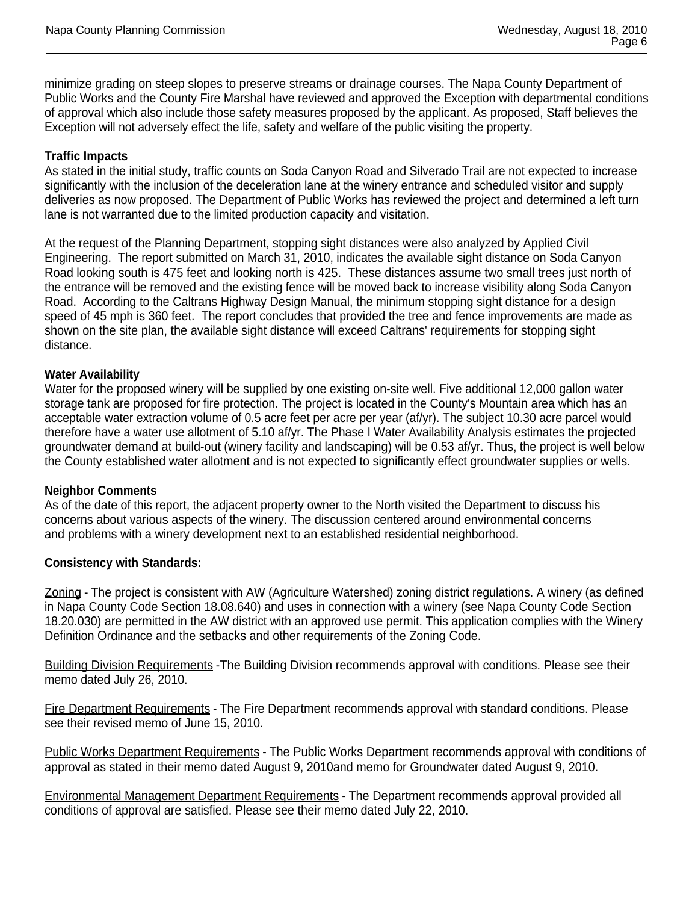minimize grading on steep slopes to preserve streams or drainage courses. The Napa County Department of Public Works and the County Fire Marshal have reviewed and approved the Exception with departmental conditions of approval which also include those safety measures proposed by the applicant. As proposed, Staff believes the Exception will not adversely effect the life, safety and welfare of the public visiting the property.

**Traffic Impacts**
As stated in the initial study, traffic counts on Soda Canyon Road and Silverado Trail are not expected to increase significantly with the inclusion of the deceleration lane at the winery entrance and scheduled visitor and supply deliveries as now proposed. The Department of Public Works has reviewed the project and determined a left turn lane is not warranted due to the limited production capacity and visitation.

At the request of the Planning Department, stopping sight distances were also analyzed by Applied Civil Engineering. The report submitted on March 31, 2010, indicates the available sight distance on Soda Canyon Road looking south is 475 feet and looking north is 425. These distances assume two small trees just north of the entrance will be removed and the existing fence will be moved back to increase visibility along Soda Canyon Road. According to the Caltrans Highway Design Manual, the minimum stopping sight distance for a design speed of 45 mph is 360 feet. The report concludes that provided the tree and fence improvements are made as shown on the site plan, the available sight distance will exceed Caltrans' requirements for stopping sight distance.

**Water Availability**
Water for the proposed winery will be supplied by one existing on-site well. Five additional 12,000 gallon water storage tank are proposed for fire protection. The project is located in the County's Mountain area which has an acceptable water extraction volume of 0.5 acre feet per acre per year (af/yr). The subject 10.30 acre parcel would therefore have a water use allotment of 5.10 af/yr. The Phase I Water Availability Analysis estimates the projected groundwater demand at build-out (winery facility and landscaping) will be 0.53 af/yr. Thus, the project is well below the County established water allotment and is not expected to significantly effect groundwater supplies or wells.

**Neighbor Comments**
As of the date of this report, the adjacent property owner to the North visited the Department to discuss his concerns about various aspects of the winery. The discussion centered around environmental concerns and problems with a winery development next to an established residential neighborhood.

**Consistency with Standards:**

Zoning - The project is consistent with AW (Agriculture Watershed) zoning district regulations. A winery (as defined in Napa County Code Section 18.08.640) and uses in connection with a winery (see Napa County Code Section 18.20.030) are permitted in the AW district with an approved use permit. This application complies with the Winery Definition Ordinance and the setbacks and other requirements of the Zoning Code.

Building Division Requirements -The Building Division recommends approval with conditions. Please see their memo dated July 26, 2010.

Fire Department Requirements - The Fire Department recommends approval with standard conditions. Please see their revised memo of June 15, 2010.

Public Works Department Requirements - The Public Works Department recommends approval with conditions of approval as stated in their memo dated August 9, 2010and memo for Groundwater dated August 9, 2010.

Environmental Management Department Requirements - The Department recommends approval provided all conditions of approval are satisfied. Please see their memo dated July 22, 2010.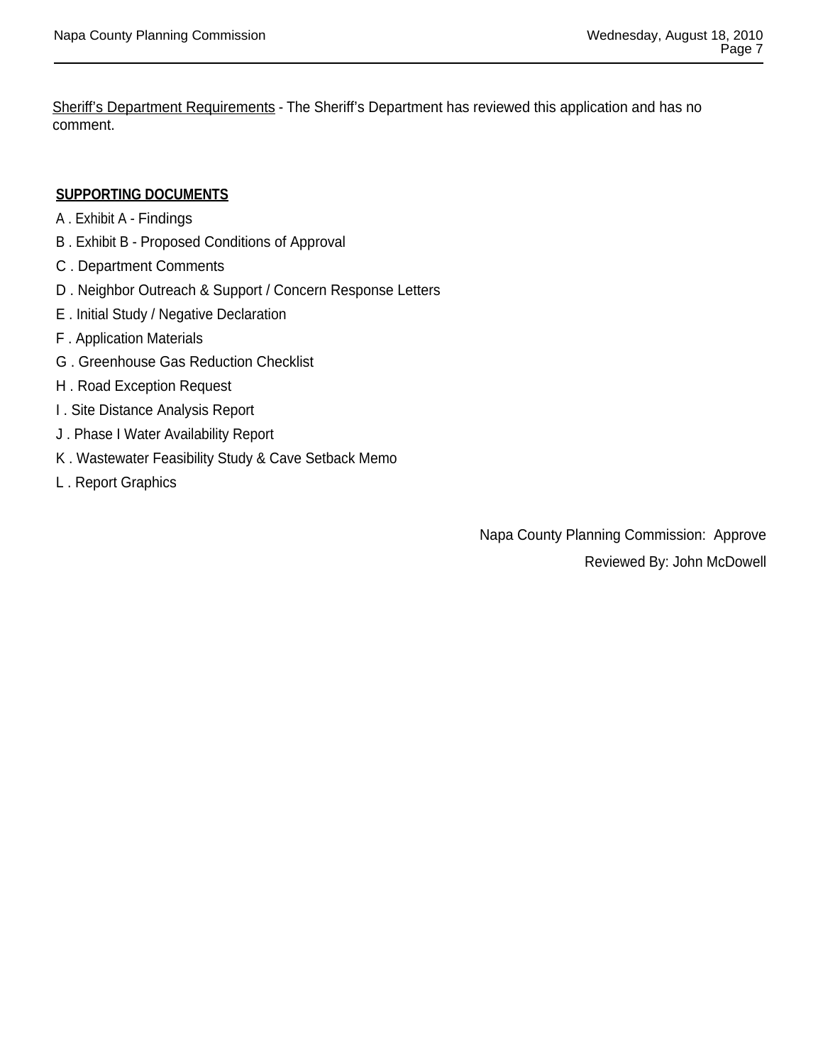Sheriff's Department Requirements - The Sheriff's Department has reviewed this application and has no comment.

**SUPPORTING DOCUMENTS**

A . Exhibit A - Findings

B . Exhibit B - Proposed Conditions of Approval

C . Department Comments

D . Neighbor Outreach & Support / Concern Response Letters

E . Initial Study / Negative Declaration

F . Application Materials

G . Greenhouse Gas Reduction Checklist

H . Road Exception Request

I . Site Distance Analysis Report

J . Phase I Water Availability Report

K . Wastewater Feasibility Study & Cave Setback Memo

L . Report Graphics

Napa County Planning Commission: Approve

Reviewed By: John McDowell